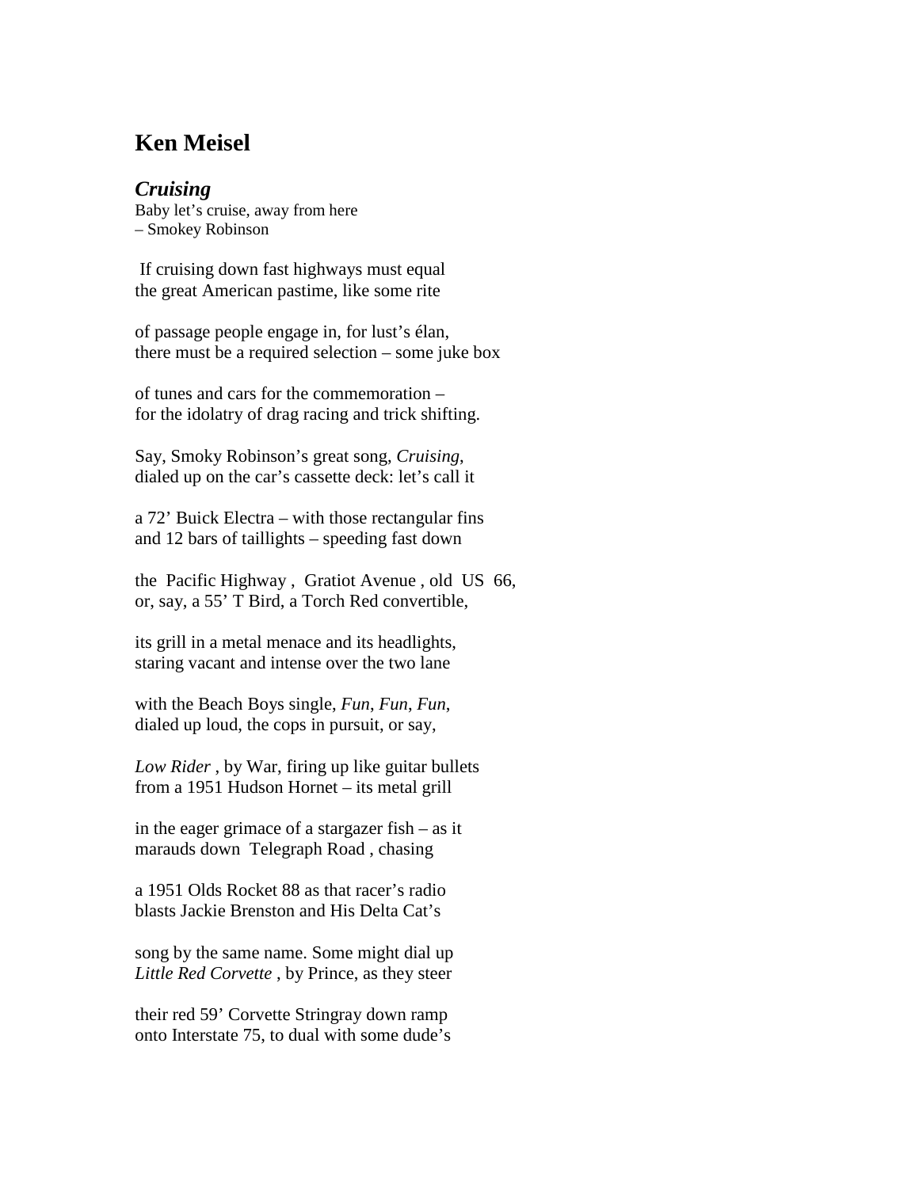## Ken Meisel

### *Cruising*

Baby let's cruise, away from here
– Smokey Robinson

If cruising down fast highways must equal
the great American pastime, like some rite

of passage people engage in, for lust's élan,
there must be a required selection – some juke box

of tunes and cars for the commemoration –
for the idolatry of drag racing and trick shifting.

Say, Smoky Robinson's great song, *Cruising*,
dialed up on the car's cassette deck: let's call it

a 72' Buick Electra – with those rectangular fins
and 12 bars of taillights – speeding fast down

the Pacific Highway , Gratiot Avenue , old US 66,
or, say, a 55' T Bird, a Torch Red convertible,

its grill in a metal menace and its headlights,
staring vacant and intense over the two lane

with the Beach Boys single, *Fun, Fun, Fun*,
dialed up loud, the cops in pursuit, or say,

*Low Rider* , by War, firing up like guitar bullets
from a 1951 Hudson Hornet – its metal grill

in the eager grimace of a stargazer fish – as it
marauds down Telegraph Road , chasing

a 1951 Olds Rocket 88 as that racer's radio
blasts Jackie Brenston and His Delta Cat's

song by the same name. Some might dial up
*Little Red Corvette* , by Prince, as they steer

their red 59' Corvette Stringray down ramp
onto Interstate 75, to dual with some dude's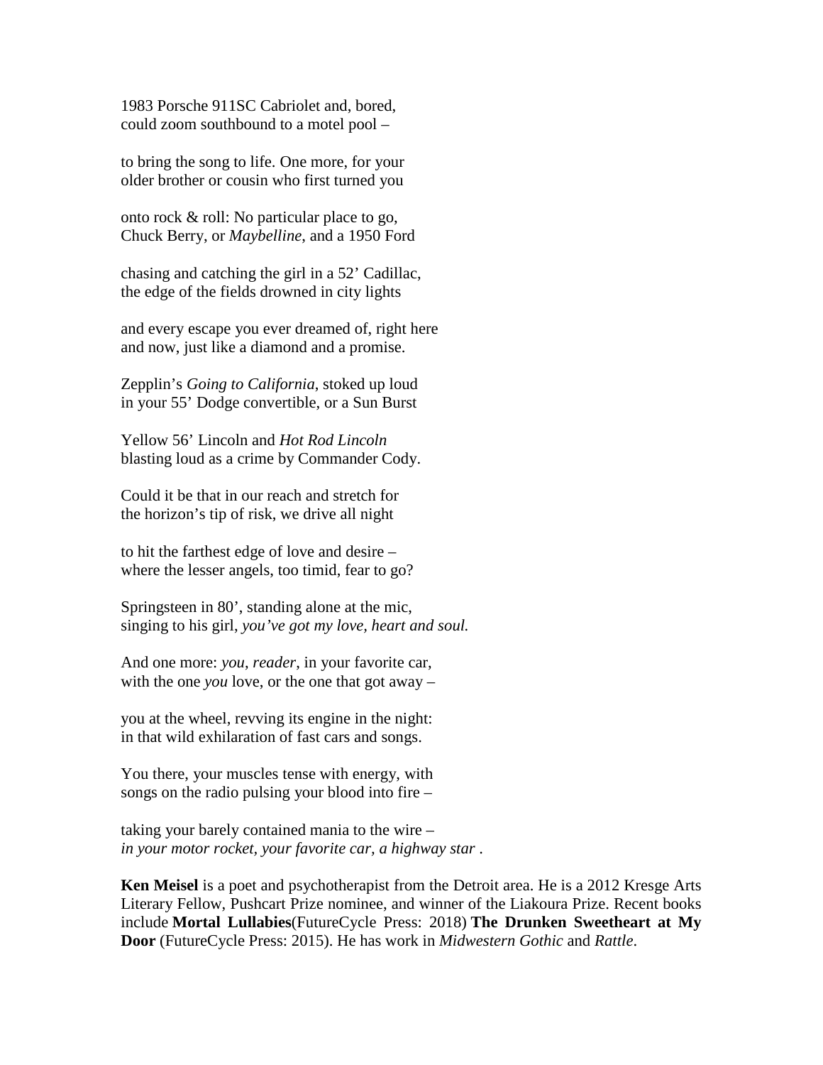1983 Porsche 911SC Cabriolet and, bored,
could zoom southbound to a motel pool –

to bring the song to life. One more, for your
older brother or cousin who first turned you

onto rock & roll: No particular place to go,
Chuck Berry, or *Maybelline*, and a 1950 Ford

chasing and catching the girl in a 52' Cadillac,
the edge of the fields drowned in city lights

and every escape you ever dreamed of, right here
and now, just like a diamond and a promise.

Zepplin's *Going to California*, stoked up loud
in your 55' Dodge convertible, or a Sun Burst

Yellow 56' Lincoln and *Hot Rod Lincoln*
blasting loud as a crime by Commander Cody.

Could it be that in our reach and stretch for
the horizon's tip of risk, we drive all night

to hit the farthest edge of love and desire –
where the lesser angels, too timid, fear to go?

Springsteen in 80', standing alone at the mic,
singing to his girl, *you've got my love, heart and soul.*

And one more: *you*, *reader*, in your favorite car,
with the one *you* love, or the one that got away –

you at the wheel, revving its engine in the night:
in that wild exhilaration of fast cars and songs.

You there, your muscles tense with energy, with
songs on the radio pulsing your blood into fire –

taking your barely contained mania to the wire –
*in your motor rocket, your favorite car, a highway star* .

**Ken Meisel** is a poet and psychotherapist from the Detroit area. He is a 2012 Kresge Arts Literary Fellow, Pushcart Prize nominee, and winner of the Liakoura Prize. Recent books include **Mortal Lullabies**(FutureCycle Press: 2018) **The Drunken Sweetheart at My Door** (FutureCycle Press: 2015). He has work in *Midwestern Gothic* and *Rattle*.